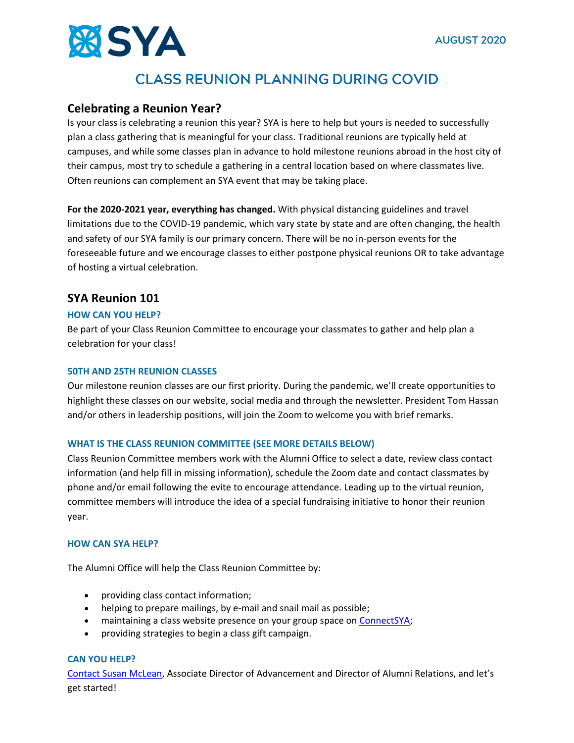SYA

AUGUST 2020

# CLASS REUNION PLANNING DURING COVID

## Celebrating a Reunion Year?

Is your class is celebrating a reunion this year? SYA is here to help but yours is needed to successfully plan a class gathering that is meaningful for your class. Traditional reunions are typically held at campuses, and while some classes plan in advance to hold milestone reunions abroad in the host city of their campus, most try to schedule a gathering in a central location based on where classmates live. Often reunions can complement an SYA event that may be taking place.

**For the 2020-2021 year, everything has changed.** With physical distancing guidelines and travel limitations due to the COVID-19 pandemic, which vary state by state and are often changing, the health and safety of our SYA family is our primary concern. There will be no in-person events for the foreseeable future and we encourage classes to either postpone physical reunions OR to take advantage of hosting a virtual celebration.

## SYA Reunion 101

### HOW CAN YOU HELP?

Be part of your Class Reunion Committee to encourage your classmates to gather and help plan a celebration for your class!

### 50TH AND 25TH REUNION CLASSES

Our milestone reunion classes are our first priority. During the pandemic, we'll create opportunities to highlight these classes on our website, social media and through the newsletter. President Tom Hassan and/or others in leadership positions, will join the Zoom to welcome you with brief remarks.

### WHAT IS THE CLASS REUNION COMMITTEE (SEE MORE DETAILS BELOW)

Class Reunion Committee members work with the Alumni Office to select a date, review class contact information (and help fill in missing information), schedule the Zoom date and contact classmates by phone and/or email following the evite to encourage attendance. Leading up to the virtual reunion, committee members will introduce the idea of a special fundraising initiative to honor their reunion year.

### HOW CAN SYA HELP?

The Alumni Office will help the Class Reunion Committee by:

- providing class contact information;
- helping to prepare mailings, by e-mail and snail mail as possible;
- maintaining a class website presence on your group space on ConnectSYA;
- providing strategies to begin a class gift campaign.

### CAN YOU HELP?

Contact Susan McLean, Associate Director of Advancement and Director of Alumni Relations, and let's get started!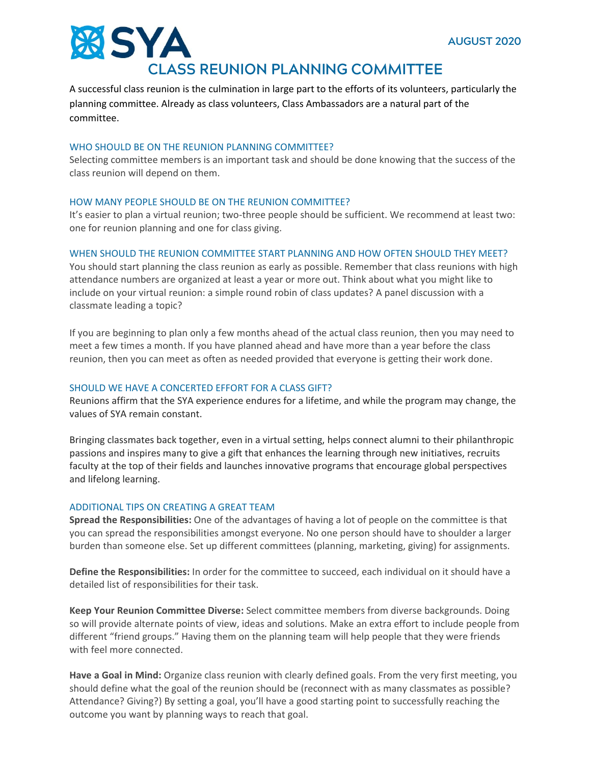AUGUST 2020

# SYA

## CLASS REUNION PLANNING COMMITTEE

A successful class reunion is the culmination in large part to the efforts of its volunteers, particularly the planning committee. Already as class volunteers, Class Ambassadors are a natural part of the committee.

### WHO SHOULD BE ON THE REUNION PLANNING COMMITTEE?

Selecting committee members is an important task and should be done knowing that the success of the class reunion will depend on them.

### HOW MANY PEOPLE SHOULD BE ON THE REUNION COMMITTEE?

It's easier to plan a virtual reunion; two-three people should be sufficient. We recommend at least two: one for reunion planning and one for class giving.

### WHEN SHOULD THE REUNION COMMITTEE START PLANNING AND HOW OFTEN SHOULD THEY MEET?

You should start planning the class reunion as early as possible. Remember that class reunions with high attendance numbers are organized at least a year or more out. Think about what you might like to include on your virtual reunion: a simple round robin of class updates? A panel discussion with a classmate leading a topic?

If you are beginning to plan only a few months ahead of the actual class reunion, then you may need to meet a few times a month. If you have planned ahead and have more than a year before the class reunion, then you can meet as often as needed provided that everyone is getting their work done.

### SHOULD WE HAVE A CONCERTED EFFORT FOR A CLASS GIFT?

Reunions affirm that the SYA experience endures for a lifetime, and while the program may change, the values of SYA remain constant.

Bringing classmates back together, even in a virtual setting, helps connect alumni to their philanthropic passions and inspires many to give a gift that enhances the learning through new initiatives, recruits faculty at the top of their fields and launches innovative programs that encourage global perspectives and lifelong learning.

### ADDITIONAL TIPS ON CREATING A GREAT TEAM

**Spread the Responsibilities:** One of the advantages of having a lot of people on the committee is that you can spread the responsibilities amongst everyone. No one person should have to shoulder a larger burden than someone else. Set up different committees (planning, marketing, giving) for assignments.

**Define the Responsibilities:** In order for the committee to succeed, each individual on it should have a detailed list of responsibilities for their task.

**Keep Your Reunion Committee Diverse:** Select committee members from diverse backgrounds. Doing so will provide alternate points of view, ideas and solutions. Make an extra effort to include people from different "friend groups." Having them on the planning team will help people that they were friends with feel more connected.

**Have a Goal in Mind:** Organize class reunion with clearly defined goals. From the very first meeting, you should define what the goal of the reunion should be (reconnect with as many classmates as possible? Attendance? Giving?) By setting a goal, you'll have a good starting point to successfully reaching the outcome you want by planning ways to reach that goal.